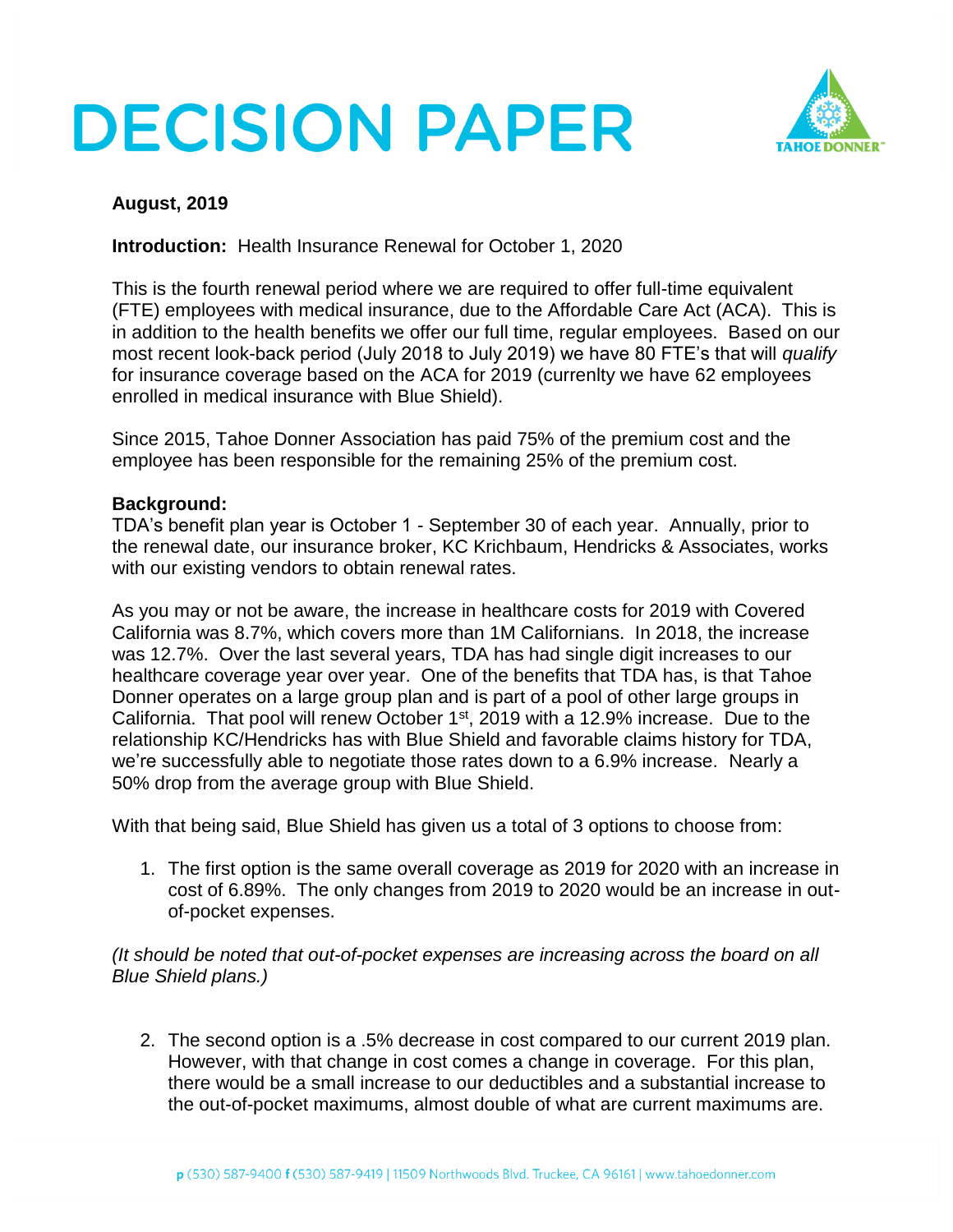# DECISION PAPER

**August, 2019**

**Introduction:** Health Insurance Renewal for October 1, 2020

This is the fourth renewal period where we are required to offer full-time equivalent (FTE) employees with medical insurance, due to the Affordable Care Act (ACA). This is in addition to the health benefits we offer our full time, regular employees. Based on our most recent look-back period (July 2018 to July 2019) we have 80 FTE's that will *qualify* for insurance coverage based on the ACA for 2019 (currenlty we have 62 employees enrolled in medical insurance with Blue Shield).

Since 2015, Tahoe Donner Association has paid 75% of the premium cost and the employee has been responsible for the remaining 25% of the premium cost.

**Background:**
TDA's benefit plan year is October 1 - September 30 of each year. Annually, prior to the renewal date, our insurance broker, KC Krichbaum, Hendricks & Associates, works with our existing vendors to obtain renewal rates.

As you may or not be aware, the increase in healthcare costs for 2019 with Covered California was 8.7%, which covers more than 1M Californians. In 2018, the increase was 12.7%. Over the last several years, TDA has had single digit increases to our healthcare coverage year over year. One of the benefits that TDA has, is that Tahoe Donner operates on a large group plan and is part of a pool of other large groups in California. That pool will renew October 1st, 2019 with a 12.9% increase. Due to the relationship KC/Hendricks has with Blue Shield and favorable claims history for TDA, we're successfully able to negotiate those rates down to a 6.9% increase. Nearly a 50% drop from the average group with Blue Shield.

With that being said, Blue Shield has given us a total of 3 options to choose from:

1. The first option is the same overall coverage as 2019 for 2020 with an increase in cost of 6.89%. The only changes from 2019 to 2020 would be an increase in out-of-pocket expenses.

*(It should be noted that out-of-pocket expenses are increasing across the board on all Blue Shield plans.)*

2. The second option is a .5% decrease in cost compared to our current 2019 plan. However, with that change in cost comes a change in coverage. For this plan, there would be a small increase to our deductibles and a substantial increase to the out-of-pocket maximums, almost double of what are current maximums are.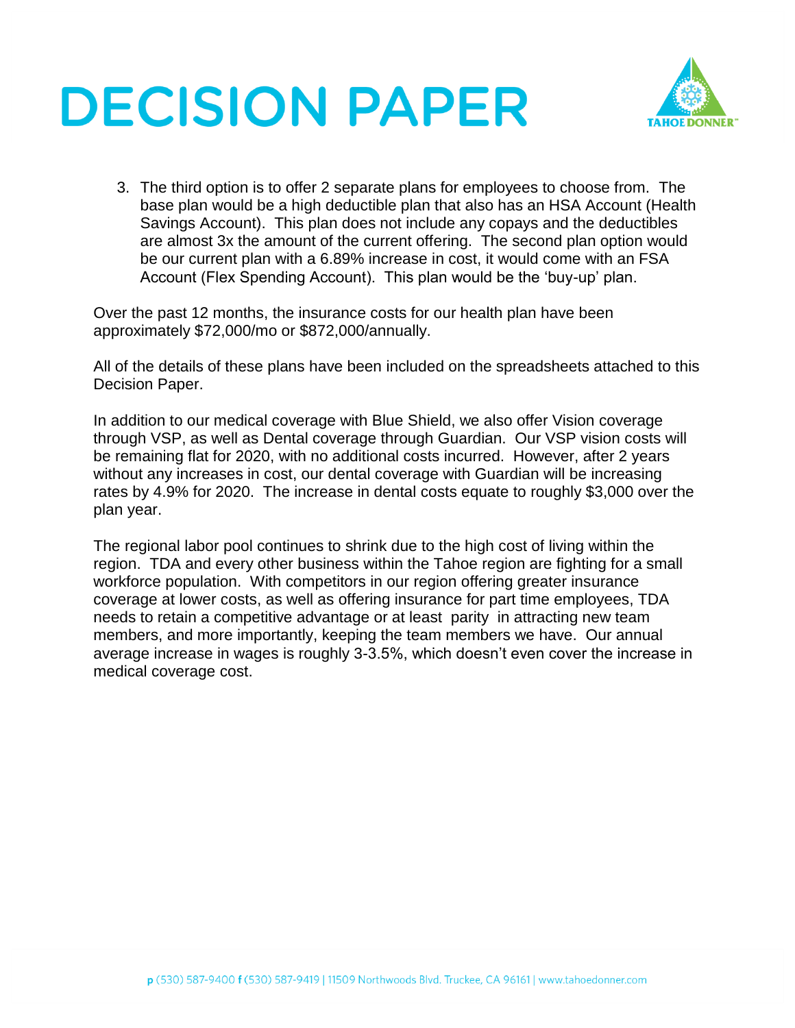# DECISION PAPER

3. The third option is to offer 2 separate plans for employees to choose from. The base plan would be a high deductible plan that also has an HSA Account (Health Savings Account). This plan does not include any copays and the deductibles are almost 3x the amount of the current offering. The second plan option would be our current plan with a 6.89% increase in cost, it would come with an FSA Account (Flex Spending Account). This plan would be the 'buy-up' plan.

Over the past 12 months, the insurance costs for our health plan have been approximately $72,000/mo or $872,000/annually.

All of the details of these plans have been included on the spreadsheets attached to this Decision Paper.

In addition to our medical coverage with Blue Shield, we also offer Vision coverage through VSP, as well as Dental coverage through Guardian. Our VSP vision costs will be remaining flat for 2020, with no additional costs incurred. However, after 2 years without any increases in cost, our dental coverage with Guardian will be increasing rates by 4.9% for 2020. The increase in dental costs equate to roughly $3,000 over the plan year.

The regional labor pool continues to shrink due to the high cost of living within the region. TDA and every other business within the Tahoe region are fighting for a small workforce population. With competitors in our region offering greater insurance coverage at lower costs, as well as offering insurance for part time employees, TDA needs to retain a competitive advantage or at least parity in attracting new team members, and more importantly, keeping the team members we have. Our annual average increase in wages is roughly 3-3.5%, which doesn't even cover the increase in medical coverage cost.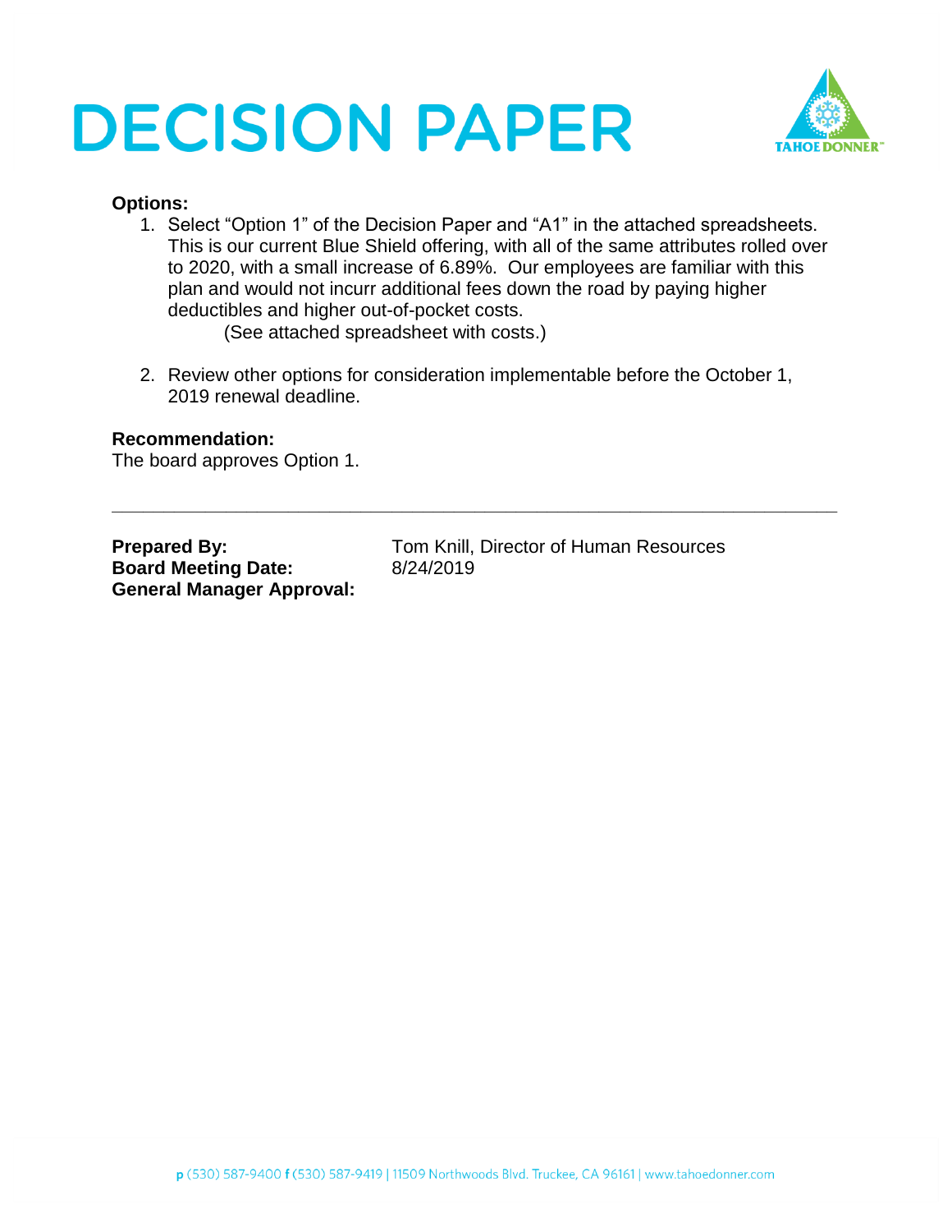# DECISION PAPER

**Options:**

1. Select “Option 1” of the Decision Paper and “A1” in the attached spreadsheets. This is our current Blue Shield offering, with all of the same attributes rolled over to 2020, with a small increase of 6.89%. Our employees are familiar with this plan and would not incurr additional fees down the road by paying higher deductibles and higher out-of-pocket costs.
   (See attached spreadsheet with costs.)

2. Review other options for consideration implementable before the October 1, 2019 renewal deadline.

**Recommendation:**
The board approves Option 1.

---

**Prepared By:** Tom Knill, Director of Human Resources
**Board Meeting Date:** 8/24/2019
**General Manager Approval:**